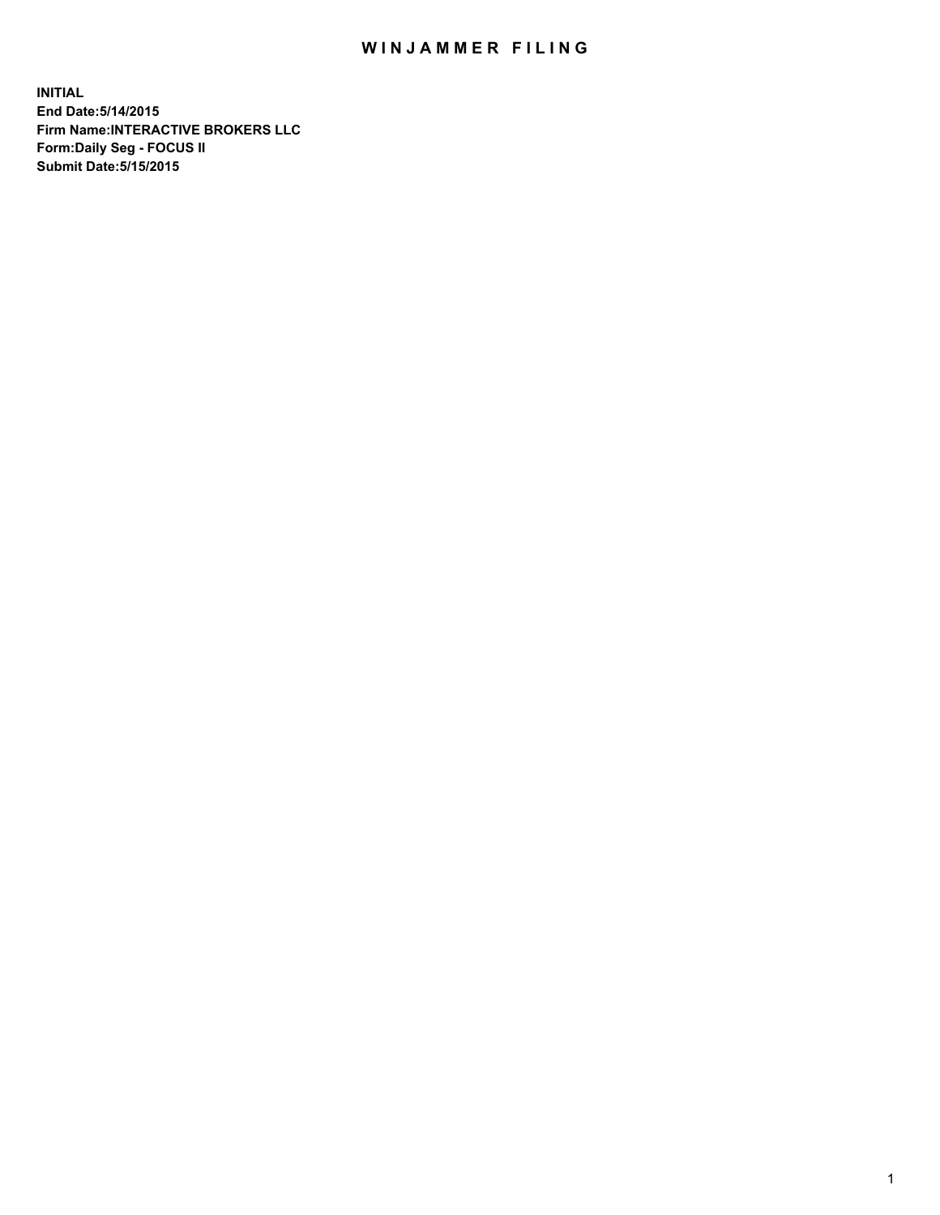# WINJAMMER FILING

**INITIAL**
**End Date:5/14/2015**
**Firm Name:INTERACTIVE BROKERS LLC**
**Form:Daily Seg - FOCUS II**
**Submit Date:5/15/2015**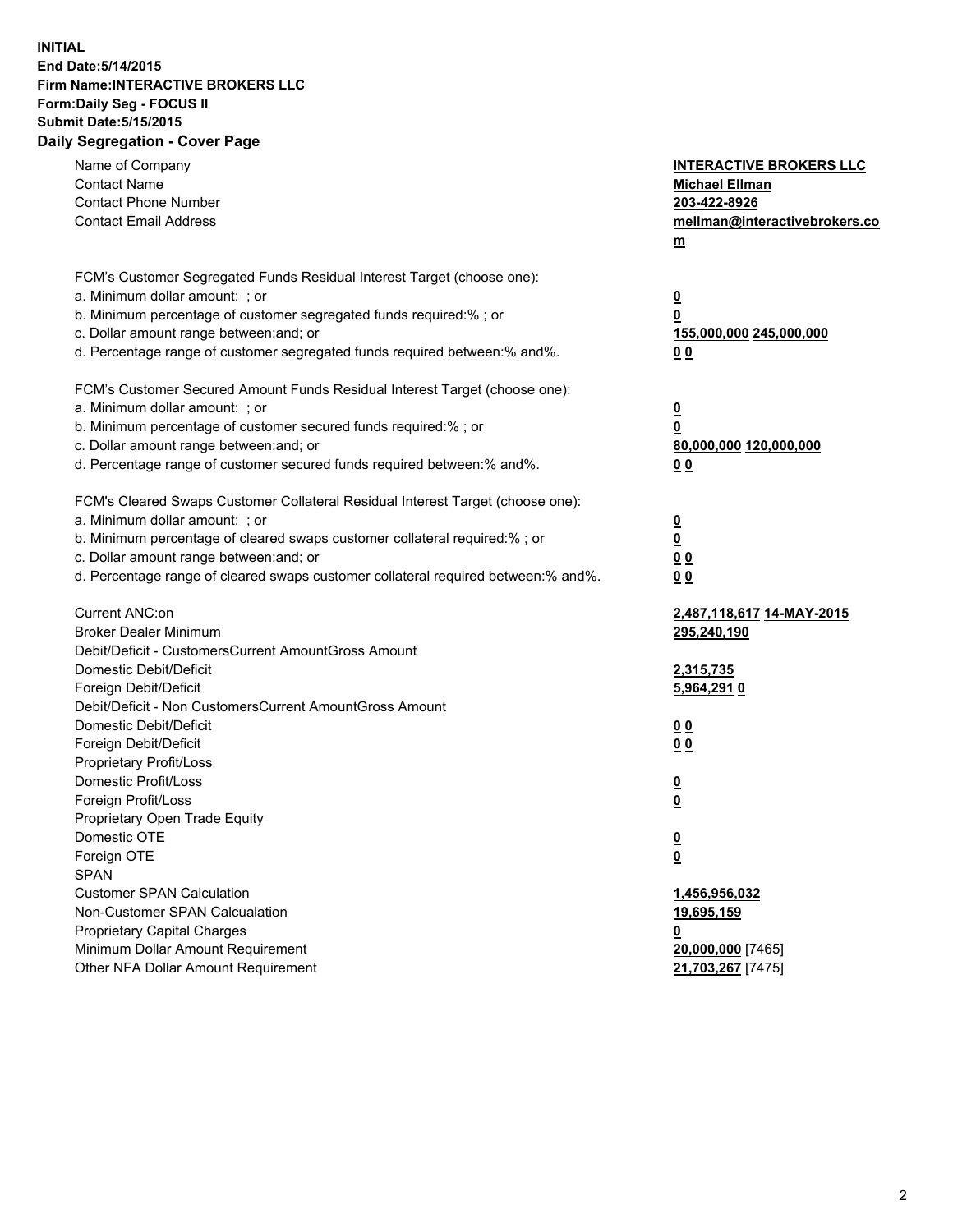**INITIAL**
**End Date:5/14/2015**
**Firm Name:INTERACTIVE BROKERS LLC**
**Form:Daily Seg - FOCUS II**
**Submit Date:5/15/2015**

## Daily Segregation - Cover Page

| | |
|---|---|
| Name of Company | **INTERACTIVE BROKERS LLC** |
| Contact Name | **Michael Ellman** |
| Contact Phone Number | **203-422-8926** |
| Contact Email Address | **mellman@interactivebrokers.com** |
| FCM's Customer Segregated Funds Residual Interest Target (choose one): | |
| a. Minimum dollar amount: ; or | **0** |
| b. Minimum percentage of customer segregated funds required:% ; or | **0** |
| c. Dollar amount range between:and; or | **155,000,000 245,000,000** |
| d. Percentage range of customer segregated funds required between:% and%. | **0 0** |
| FCM's Customer Secured Amount Funds Residual Interest Target (choose one): | |
| a. Minimum dollar amount: ; or | **0** |
| b. Minimum percentage of customer secured funds required:% ; or | **0** |
| c. Dollar amount range between:and; or | **80,000,000 120,000,000** |
| d. Percentage range of customer secured funds required between:% and%. | **0 0** |
| FCM's Cleared Swaps Customer Collateral Residual Interest Target (choose one): | |
| a. Minimum dollar amount: ; or | **0** |
| b. Minimum percentage of cleared swaps customer collateral required:% ; or | **0** |
| c. Dollar amount range between:and; or | **0 0** |
| d. Percentage range of cleared swaps customer collateral required between:% and%. | **0 0** |
| Current ANC:on | **2,487,118,617 14-MAY-2015** |
| Broker Dealer Minimum | **295,240,190** |
| Debit/Deficit - CustomersCurrent AmountGross Amount | |
| Domestic Debit/Deficit | **2,315,735** |
| Foreign Debit/Deficit | **5,964,291 0** |
| Debit/Deficit - Non CustomersCurrent AmountGross Amount | |
| Domestic Debit/Deficit | **0 0** |
| Foreign Debit/Deficit | **0 0** |
| Proprietary Profit/Loss | |
| Domestic Profit/Loss | **0** |
| Foreign Profit/Loss | **0** |
| Proprietary Open Trade Equity | |
| Domestic OTE | **0** |
| Foreign OTE | **0** |
| SPAN | |
| Customer SPAN Calculation | **1,456,956,032** |
| Non-Customer SPAN Calcualation | **19,695,159** |
| Proprietary Capital Charges | **0** |
| Minimum Dollar Amount Requirement | **20,000,000** [7465] |
| Other NFA Dollar Amount Requirement | **21,703,267** [7475] |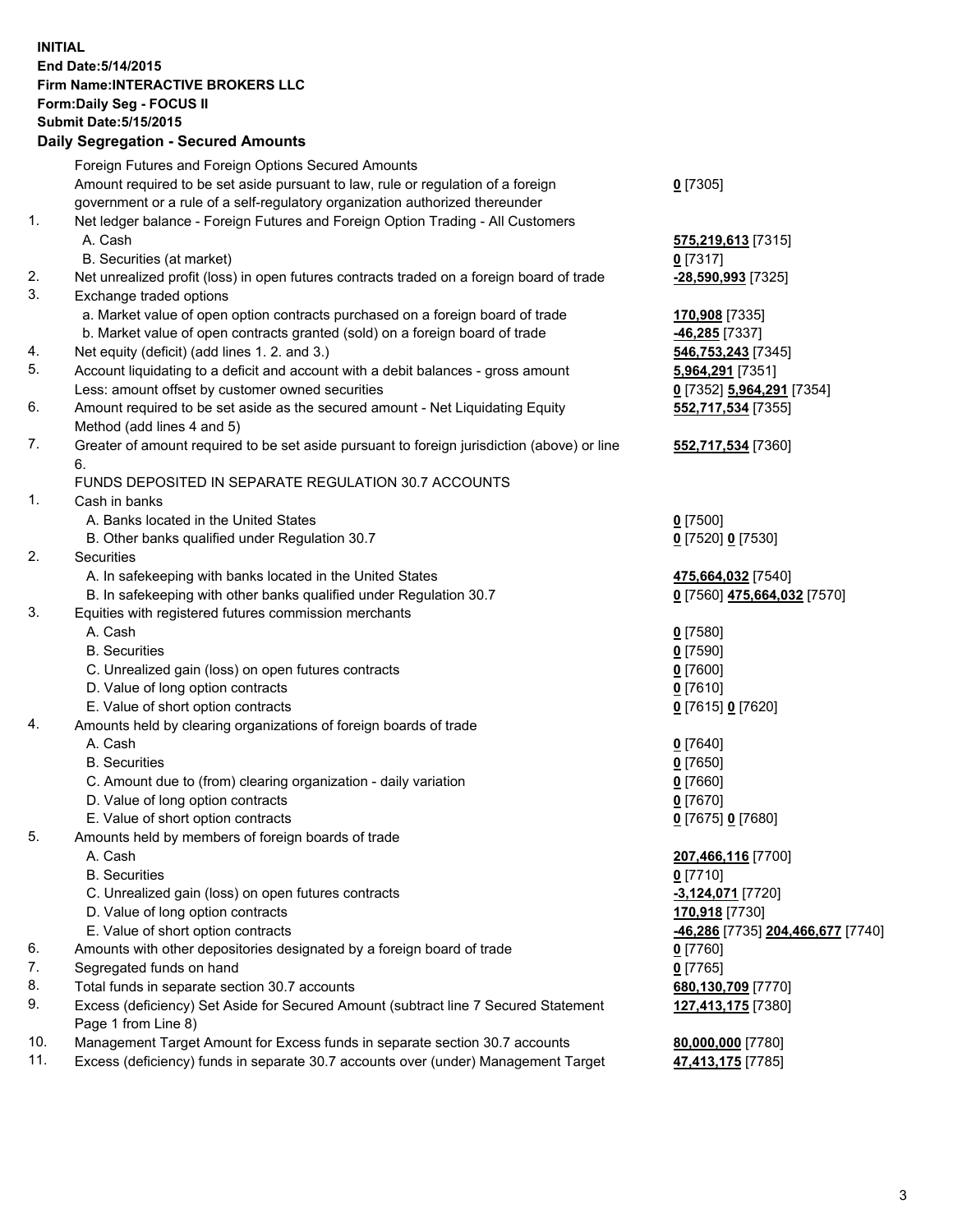**INITIAL**
**End Date:5/14/2015**
**Firm Name:INTERACTIVE BROKERS LLC**
**Form:Daily Seg - FOCUS II**
**Submit Date:5/15/2015**

**Daily Segregation - Secured Amounts**

| | | |
|---|---|---|
| | Foreign Futures and Foreign Options Secured Amounts | |
| | Amount required to be set aside pursuant to law, rule or regulation of a foreign government or a rule of a self-regulatory organization authorized thereunder | **0** [7305] |
| 1. | Net ledger balance - Foreign Futures and Foreign Option Trading - All Customers | |
| | A. Cash | **575,219,613** [7315] |
| | B. Securities (at market) | **0** [7317] |
| 2. | Net unrealized profit (loss) in open futures contracts traded on a foreign board of trade | **-28,590,993** [7325] |
| 3. | Exchange traded options | |
| | a. Market value of open option contracts purchased on a foreign board of trade | **170,908** [7335] |
| | b. Market value of open contracts granted (sold) on a foreign board of trade | **-46,285** [7337] |
| 4. | Net equity (deficit) (add lines 1. 2. and 3.) | **546,753,243** [7345] |
| 5. | Account liquidating to a deficit and account with a debit balances - gross amount | **5,964,291** [7351] |
| | Less: amount offset by customer owned securities | **0** [7352] **5,964,291** [7354] |
| 6. | Amount required to be set aside as the secured amount - Net Liquidating Equity Method (add lines 4 and 5) | **552,717,534** [7355] |
| 7. | Greater of amount required to be set aside pursuant to foreign jurisdiction (above) or line 6. | **552,717,534** [7360] |
| | FUNDS DEPOSITED IN SEPARATE REGULATION 30.7 ACCOUNTS | |
| 1. | Cash in banks | |
| | A. Banks located in the United States | **0** [7500] |
| | B. Other banks qualified under Regulation 30.7 | **0** [7520] **0** [7530] |
| 2. | Securities | |
| | A. In safekeeping with banks located in the United States | **475,664,032** [7540] |
| | B. In safekeeping with other banks qualified under Regulation 30.7 | **0** [7560] **475,664,032** [7570] |
| 3. | Equities with registered futures commission merchants | |
| | A. Cash | **0** [7580] |
| | B. Securities | **0** [7590] |
| | C. Unrealized gain (loss) on open futures contracts | **0** [7600] |
| | D. Value of long option contracts | **0** [7610] |
| | E. Value of short option contracts | **0** [7615] **0** [7620] |
| 4. | Amounts held by clearing organizations of foreign boards of trade | |
| | A. Cash | **0** [7640] |
| | B. Securities | **0** [7650] |
| | C. Amount due to (from) clearing organization - daily variation | **0** [7660] |
| | D. Value of long option contracts | **0** [7670] |
| | E. Value of short option contracts | **0** [7675] **0** [7680] |
| 5. | Amounts held by members of foreign boards of trade | |
| | A. Cash | **207,466,116** [7700] |
| | B. Securities | **0** [7710] |
| | C. Unrealized gain (loss) on open futures contracts | **-3,124,071** [7720] |
| | D. Value of long option contracts | **170,918** [7730] |
| | E. Value of short option contracts | **-46,286** [7735] **204,466,677** [7740] |
| 6. | Amounts with other depositories designated by a foreign board of trade | **0** [7760] |
| 7. | Segregated funds on hand | **0** [7765] |
| 8. | Total funds in separate section 30.7 accounts | **680,130,709** [7770] |
| 9. | Excess (deficiency) Set Aside for Secured Amount (subtract line 7 Secured Statement Page 1 from Line 8) | **127,413,175** [7380] |
| 10. | Management Target Amount for Excess funds in separate section 30.7 accounts | **80,000,000** [7780] |
| 11. | Excess (deficiency) funds in separate 30.7 accounts over (under) Management Target | **47,413,175** [7785] |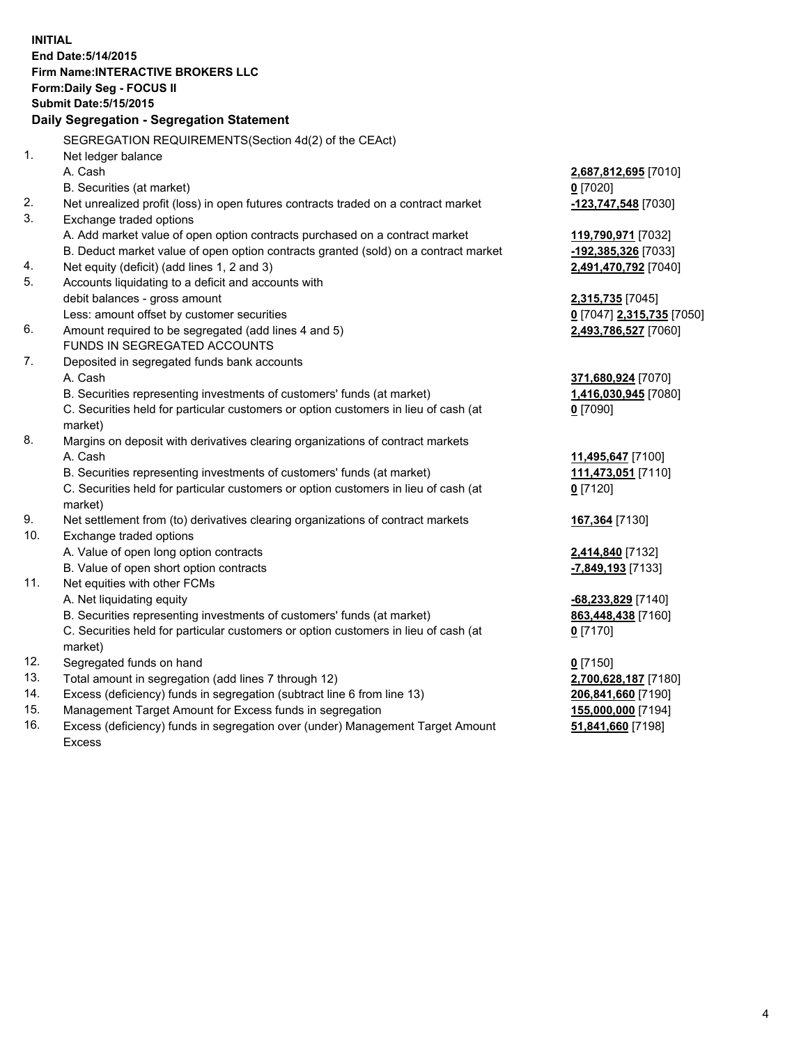**INITIAL**
**End Date:5/14/2015**
**Firm Name:INTERACTIVE BROKERS LLC**
**Form:Daily Seg - FOCUS II**
**Submit Date:5/15/2015**

### Daily Segregation - Segregation Statement

| | | |
|---|---|---|
| | SEGREGATION REQUIREMENTS(Section 4d(2) of the CEAct) | |
| 1. | Net ledger balance | |
| | A. Cash | **2,687,812,695** [7010] |
| | B. Securities (at market) | **0** [7020] |
| 2. | Net unrealized profit (loss) in open futures contracts traded on a contract market | **-123,747,548** [7030] |
| 3. | Exchange traded options | |
| | A. Add market value of open option contracts purchased on a contract market | **119,790,971** [7032] |
| | B. Deduct market value of open option contracts granted (sold) on a contract market | **-192,385,326** [7033] |
| 4. | Net equity (deficit) (add lines 1, 2 and 3) | **2,491,470,792** [7040] |
| 5. | Accounts liquidating to a deficit and accounts with debit balances - gross amount | **2,315,735** [7045] |
| | Less: amount offset by customer securities | **0** [7047] **2,315,735** [7050] |
| 6. | Amount required to be segregated (add lines 4 and 5) | **2,493,786,527** [7060] |
| | FUNDS IN SEGREGATED ACCOUNTS | |
| 7. | Deposited in segregated funds bank accounts | |
| | A. Cash | **371,680,924** [7070] |
| | B. Securities representing investments of customers' funds (at market) | **1,416,030,945** [7080] |
| | C. Securities held for particular customers or option customers in lieu of cash (at market) | **0** [7090] |
| 8. | Margins on deposit with derivatives clearing organizations of contract markets | |
| | A. Cash | **11,495,647** [7100] |
| | B. Securities representing investments of customers' funds (at market) | **111,473,051** [7110] |
| | C. Securities held for particular customers or option customers in lieu of cash (at market) | **0** [7120] |
| 9. | Net settlement from (to) derivatives clearing organizations of contract markets | **167,364** [7130] |
| 10. | Exchange traded options | |
| | A. Value of open long option contracts | **2,414,840** [7132] |
| | B. Value of open short option contracts | **-7,849,193** [7133] |
| 11. | Net equities with other FCMs | |
| | A. Net liquidating equity | **-68,233,829** [7140] |
| | B. Securities representing investments of customers' funds (at market) | **863,448,438** [7160] |
| | C. Securities held for particular customers or option customers in lieu of cash (at market) | **0** [7170] |
| 12. | Segregated funds on hand | **0** [7150] |
| 13. | Total amount in segregation (add lines 7 through 12) | **2,700,628,187** [7180] |
| 14. | Excess (deficiency) funds in segregation (subtract line 6 from line 13) | **206,841,660** [7190] |
| 15. | Management Target Amount for Excess funds in segregation | **155,000,000** [7194] |
| 16. | Excess (deficiency) funds in segregation over (under) Management Target Amount Excess | **51,841,660** [7198] |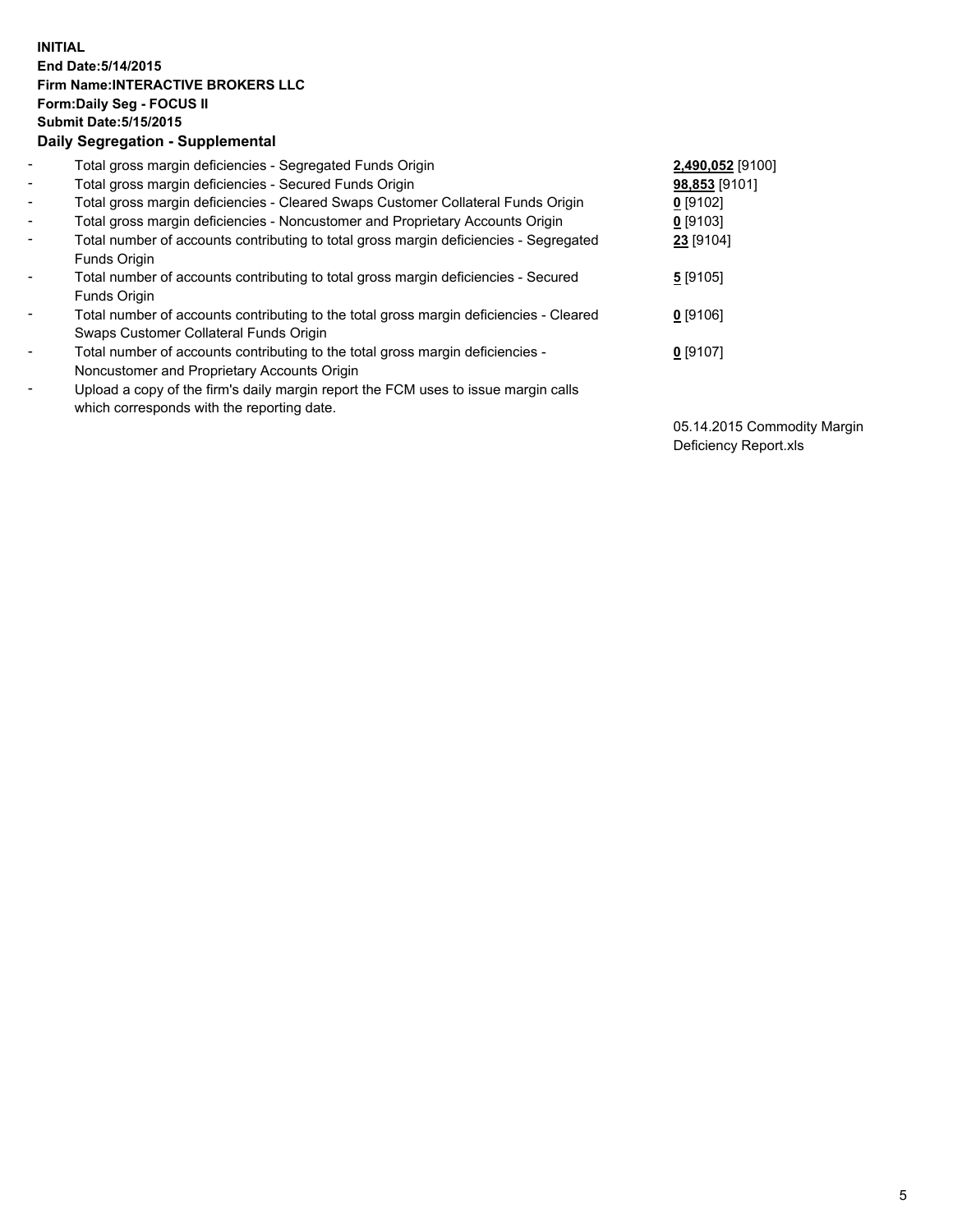**INITIAL**
**End Date:5/14/2015**
**Firm Name:INTERACTIVE BROKERS LLC**
**Form:Daily Seg - FOCUS II**
**Submit Date:5/15/2015**

**Daily Segregation - Supplemental**

| | | |
|---|---|---|
| - | Total gross margin deficiencies - Segregated Funds Origin | **2,490,052** [9100] |
| - | Total gross margin deficiencies - Secured Funds Origin | **98,853** [9101] |
| - | Total gross margin deficiencies - Cleared Swaps Customer Collateral Funds Origin | **0** [9102] |
| - | Total gross margin deficiencies - Noncustomer and Proprietary Accounts Origin | **0** [9103] |
| - | Total number of accounts contributing to total gross margin deficiencies - Segregated Funds Origin | **23** [9104] |
| - | Total number of accounts contributing to total gross margin deficiencies - Secured Funds Origin | **5** [9105] |
| - | Total number of accounts contributing to the total gross margin deficiencies - Cleared Swaps Customer Collateral Funds Origin | **0** [9106] |
| - | Total number of accounts contributing to the total gross margin deficiencies - Noncustomer and Proprietary Accounts Origin | **0** [9107] |
| - | Upload a copy of the firm's daily margin report the FCM uses to issue margin calls which corresponds with the reporting date. | |
| | | 05.14.2015 Commodity Margin Deficiency Report.xls |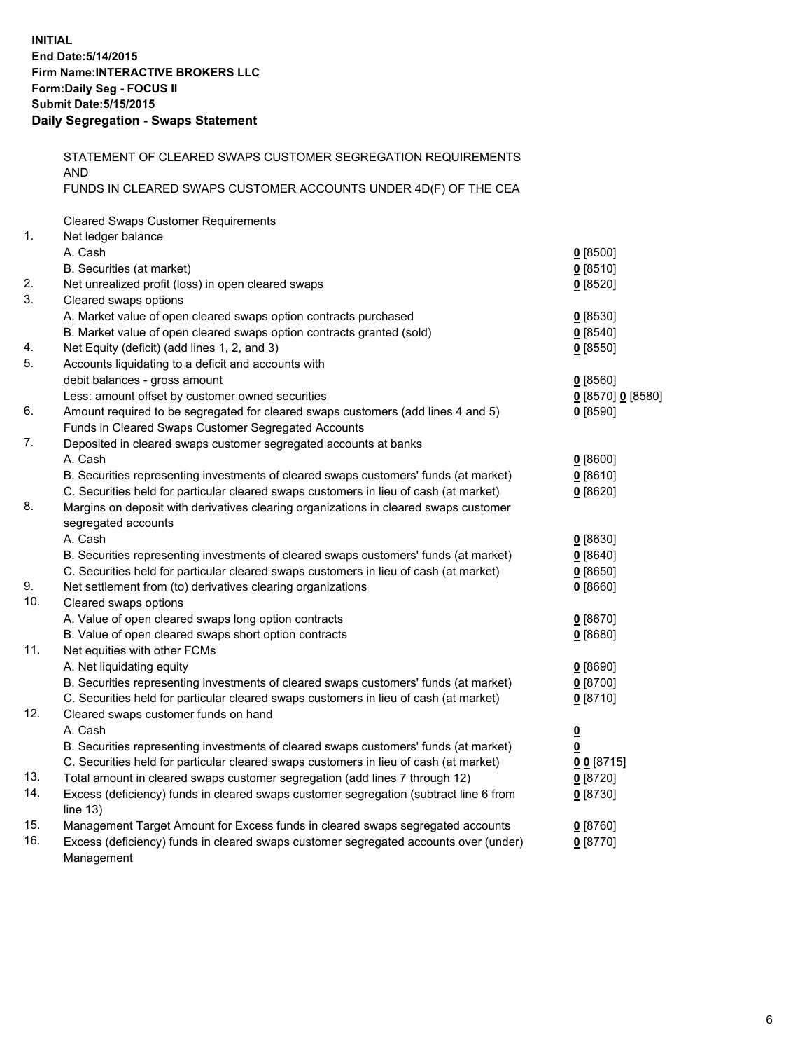**INITIAL**
**End Date:5/14/2015**
**Firm Name:INTERACTIVE BROKERS LLC**
**Form:Daily Seg - FOCUS II**
**Submit Date:5/15/2015**
**Daily Segregation - Swaps Statement**

STATEMENT OF CLEARED SWAPS CUSTOMER SEGREGATION REQUIREMENTS AND FUNDS IN CLEARED SWAPS CUSTOMER ACCOUNTS UNDER 4D(F) OF THE CEA

| | | |
|---|---|---|
| | Cleared Swaps Customer Requirements | |
| 1. | Net ledger balance | |
| | A. Cash | 0 [8500] |
| | B. Securities (at market) | 0 [8510] |
| 2. | Net unrealized profit (loss) in open cleared swaps | 0 [8520] |
| 3. | Cleared swaps options | |
| | A. Market value of open cleared swaps option contracts purchased | 0 [8530] |
| | B. Market value of open cleared swaps option contracts granted (sold) | 0 [8540] |
| 4. | Net Equity (deficit) (add lines 1, 2, and 3) | 0 [8550] |
| 5. | Accounts liquidating to a deficit and accounts with | |
| | debit balances - gross amount | 0 [8560] |
| | Less: amount offset by customer owned securities | 0 [8570] 0 [8580] |
| 6. | Amount required to be segregated for cleared swaps customers (add lines 4 and 5) | 0 [8590] |
| | Funds in Cleared Swaps Customer Segregated Accounts | |
| 7. | Deposited in cleared swaps customer segregated accounts at banks | |
| | A. Cash | 0 [8600] |
| | B. Securities representing investments of cleared swaps customers' funds (at market) | 0 [8610] |
| | C. Securities held for particular cleared swaps customers in lieu of cash (at market) | 0 [8620] |
| 8. | Margins on deposit with derivatives clearing organizations in cleared swaps customer segregated accounts | |
| | A. Cash | 0 [8630] |
| | B. Securities representing investments of cleared swaps customers' funds (at market) | 0 [8640] |
| | C. Securities held for particular cleared swaps customers in lieu of cash (at market) | 0 [8650] |
| 9. | Net settlement from (to) derivatives clearing organizations | 0 [8660] |
| 10. | Cleared swaps options | |
| | A. Value of open cleared swaps long option contracts | 0 [8670] |
| | B. Value of open cleared swaps short option contracts | 0 [8680] |
| 11. | Net equities with other FCMs | |
| | A. Net liquidating equity | 0 [8690] |
| | B. Securities representing investments of cleared swaps customers' funds (at market) | 0 [8700] |
| | C. Securities held for particular cleared swaps customers in lieu of cash (at market) | 0 [8710] |
| 12. | Cleared swaps customer funds on hand | |
| | A. Cash | 0 |
| | B. Securities representing investments of cleared swaps customers' funds (at market) | 0 |
| | C. Securities held for particular cleared swaps customers in lieu of cash (at market) | 0 0 [8715] |
| 13. | Total amount in cleared swaps customer segregation (add lines 7 through 12) | 0 [8720] |
| 14. | Excess (deficiency) funds in cleared swaps customer segregation (subtract line 6 from line 13) | 0 [8730] |
| 15. | Management Target Amount for Excess funds in cleared swaps segregated accounts | 0 [8760] |
| 16. | Excess (deficiency) funds in cleared swaps customer segregated accounts over (under) Management | 0 [8770] |